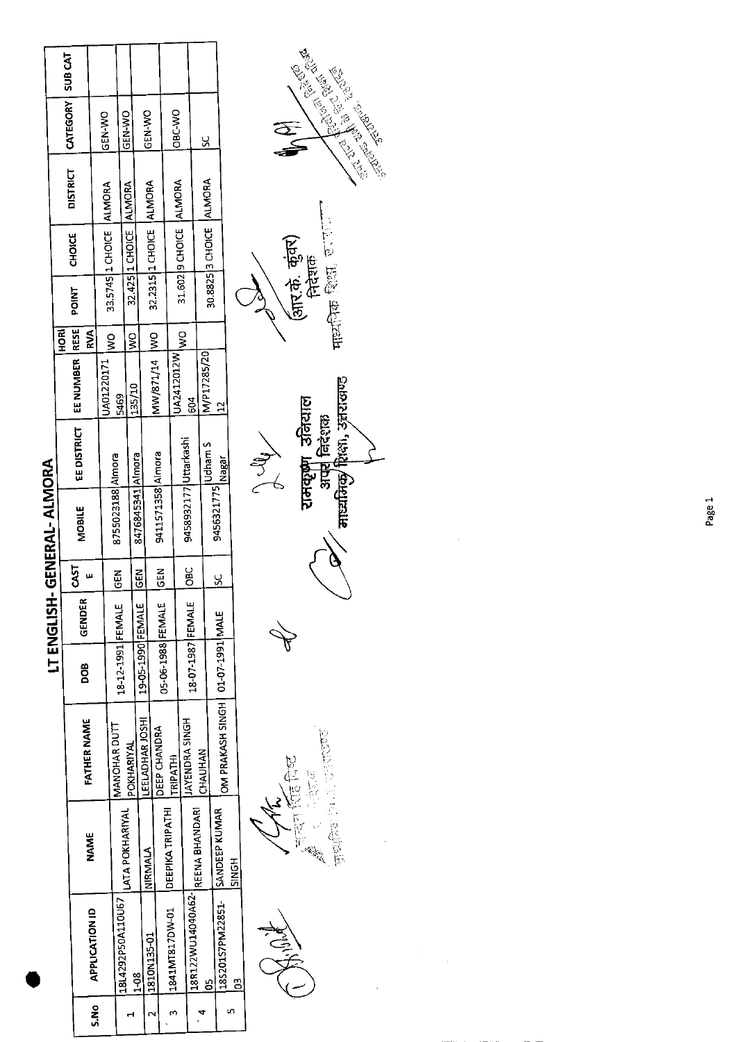# LT ENGLISH- GENERAL- ALMORA

| S.No | APPLICATION ID | NAME | FATHER NAME | DOB | GENDER | CASTE | MOBILE | EE DISTRICT | EE NUMBER | HORI RESERVA | POINT | CHOICE | DISTRICT | CATEGORY | SUB CAT |
|---|---|---|---|---|---|---|---|---|---|---|---|---|---|---|---|
| 1 | 18L4292P50A110U67 1-08 | LATA POKHARIYAL | MANOHAR DUTT POKHARIYAL | 18-12-1991 | FEMALE | GEN | 8755023188 | Almora | UA01220171 5469 | WO | 33.5745 | 1 CHOICE | ALMORA | GEN-WO | |
| 2 | 1810N135-01 | NIRMALA | LEELADHAR JOSHI | 19-05-1990 | FEMALE | GEN | 8476845341 | Almora | 135/10 | WO | 32.425 | 1 CHOICE | ALMORA | GEN-WO | |
| 3 | 1841MT817DW-01 | DEEPIKA TRIPATHI | DEEP CHANDRA TRIPATHI | 05-06-1988 | FEMALE | GEN | 9411571358 | Almora | MW/871/14 | WO | 32.2315 | 1 CHOICE | ALMORA | GEN-WO | |
| 4 | 18R122WU14040A62-05 | REENA BHANDARI | JAYENDRA SINGH CHAUHAN | 18-07-1987 | FEMALE | OBC | 9458932177 | Uttarkashi | UA2412012W 604 | WO | 31.602 | 9 CHOICE | ALMORA | OBC-WO | |
| 5 | 18S201S7PM22851-03 | SANDEEP KUMAR SINGH | OM PRAKASH SINGH | 01-07-1991 | MALE | SC | 9456321775 | Udham S Nagar | M/P17285/20 12 | | 30.8825 | 3 CHOICE | ALMORA | SC | |

रामकृष्ण उनियाल
अपर निदेशक
माध्यमिक शिक्षा, उत्तराखण्ड

(आर.के. कुंवर)
निदेशक
माध्यमिक शिक्षा, उत्तराखण्ड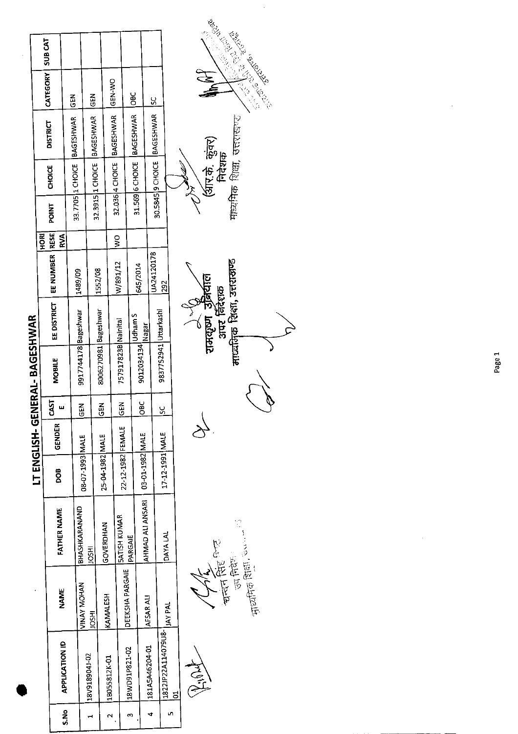# LT ENGLISH- GENERAL- BAGESHWAR

| S.No | APPLICATION ID | NAME | FATHER NAME | DOB | GENDER | CASTE | MOBILE | EE DISTRICT | EE NUMBER | HORI RESERVA | POINT | CHOICE | DISTRICT | CATEGORY | SUB CAT |
|---|---|---|---|---|---|---|---|---|---|---|---|---|---|---|---|
| 1 | 18V918904J-02 | VINAY MOHAN JOSHI | BHASHKARANAND JOSHI | 08-07-1993 | MALE | GEN | 9917744178 | Bageshwar | 1489/09 | | 33.7705 | 1 CHOICE | BAGESHWAR | GEN | |
| 2 | 1B05581 2K-01 | KAMALESH | GOVERDHAN | 25-04-1982 | MALE | GEN | 8006270981 | Bageshwar | 1552/08 | | 32.3915 | 1 CHOICE | BAGESHWAR | GEN | |
| 3 | 18WD91P821-02 | DEEKSHA PARGAIE | SATISH KUMAR PARGAIE | 22-12-1982 | FEMALE | GEN | 7579178238 | Nainital | W/891/12 | WO | 32.036 | 4 CHOICE | BAGESHWAR | GEN-WO | |
| 4 | 181A5A46204-01 | AFSAR ALI | AHMAD ALI ANSARI | 03-01-1982 | MALE | OBC | 9012034134 | Udham S Nagar | 645/2014 | | 31.569 | 6 CHOICE | BAGESHWAR | OBC | |
| 5 | 1822IP22A114079U8-01 | JAY PAL | DAYA LAL | 17-12-1991 | MALE | SC | 9837752941 | Uttarkashi | UA24120178 292 | | 30.5845 | 9 CHOICE | BAGESHWAR | SC | |

चन्दन सिंह बिष्ट
उप निदेशक
माध्यमिक शिक्षा, उत्तराखण्ड

रामकृष्ण उनियाल
अपर निदेशक
माध्यमिक शिक्षा, उत्तराखण्ड

(आर.के. कुंवर)
निदेशक
माध्यमिक शिक्षा, उत्तराखण्ड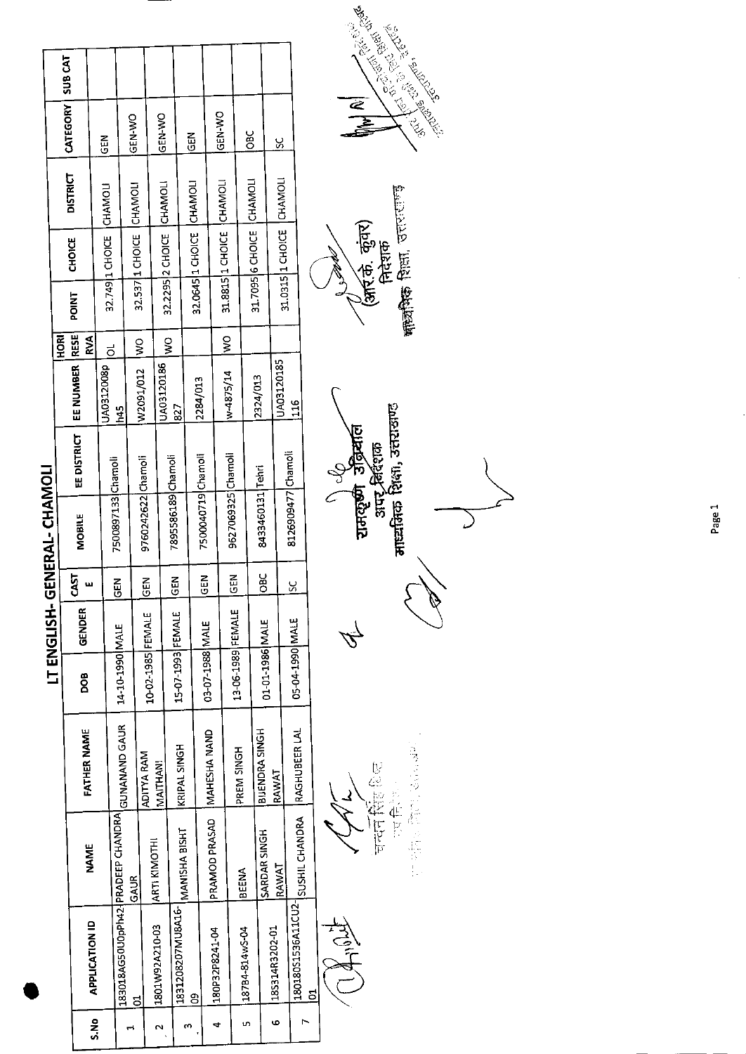# LT ENGLISH- GENERAL- CHAMOLI

| S.No | APPLICATION ID | NAME | FATHER NAME | DOB | GENDER | CASTE | MOBILE | EE DISTRICT | EE NUMBER | HORIRESERVA | POINT | CHOICE | DISTRICT | CATEGORY | SUB CAT |
|---|---|---|---|---|---|---|---|---|---|---|---|---|---|---|---|
| 1 | 183018AG50U0pPh42-01 | PRADEEP CHANDRA GAUR | GUNANAND GAUR | 14-10-1990 | MALE | GEN | 7500897133 | Chamoli | UA0312008ph45 | OL | 32.749 | 1 CHOICE | CHAMOLI | GEN | |
| 2 | 1801W92A210-03 | ARTI KIMOTHI | ADITYA RAM MAITHANI | 10-02-1985 | FEMALE | GEN | 9760242622 | Chamoli | W2091/012 | WO | 32.537 | 1 CHOICE | CHAMOLI | GEN-WO | |
| 3 | 1831208207MU8A16-09 | MANISHA BISHT | KRIPAL SINGH | 15-07-1993 | FEMALE | GEN | 7895586189 | Chamoli | UA03120186827 | WO | 32.2295 | 2 CHOICE | CHAMOLI | GEN-WO | |
| 4 | 180P32P8241-04 | PRAMOD PRASAD | MAHESHA NAND | 03-07-1988 | MALE | GEN | 7500040719 | Chamoli | 2284/013 | | 32.0645 | 1 CHOICE | CHAMOLI | GEN | |
| 5 | 187B4-814wS-04 | BEENA | PREM SINGH | 13-06-1989 | FEMALE | GEN | 9627069325 | Chamoli | w-4875/14 | WO | 31.8815 | 1 CHOICE | CHAMOLI | GEN-WO | |
| 6 | 18S314R3202-01 | SARDAR SINGH RAWAT | BIJENDRA SINGH RAWAT | 01-01-1986 | MALE | OBC | 8433460131 | Tehri | 2324/013 | | 31.7095 | 6 CHOICE | CHAMOLI | OBC | |
| 7 | 180180S1536A11CU2-01 | SUSHIL CHANDRA | RAGHUBEER LAL | 05-04-1990 | MALE | SC | 8126909477 | Chamoli | UA03120185116 | | 31.0315 | 1 CHOICE | CHAMOLI | SC | |

चन्दन सिंह बिष्ट
उप निदेशक
माध्यमिक शिक्षा, उत्तराखण्ड

रामकृष्ण उनियाल
अपर निदेशक
माध्यमिक शिक्षा, उत्तराखण्ड

(आर.के. कुंवर)
निदेशक
माध्यमिक शिक्षा, उत्तराखण्ड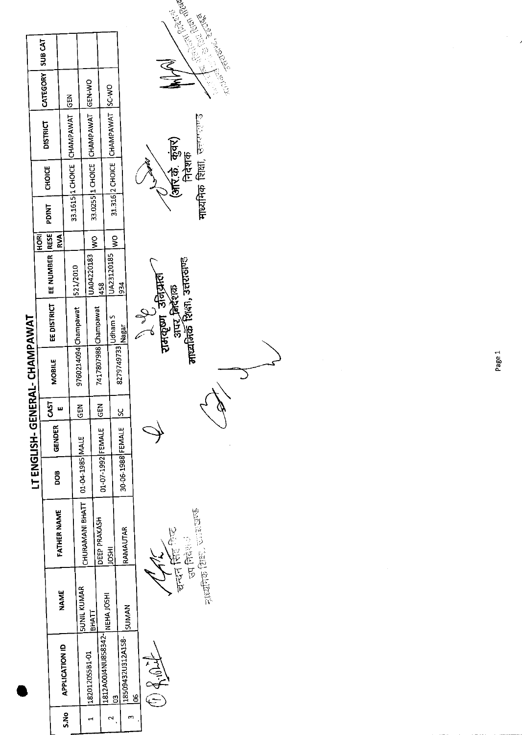# LT ENGLISH- GENERAL- CHAMPAWAT

| S.No | APPLICATION ID | NAME | FATHER NAME | DOB | GENDER | CASTE | MOBILE | EE DISTRICT | EE NUMBER | HORI RESERVA | PDINT | CHOICE | DISTRICT | CATEGORY | SUB CAT |
|---|---|---|---|---|---|---|---|---|---|---|---|---|---|---|---|
| 1 | 18201205581-01 | SUNIL KUMAR BHATT | CHURAMANI BHATT | 01-04-1985 | MALE | GEN | 9760214094 | Champawat | 521/2010 | | 33.1615 | 1 CHOICE | CHAMPAWAT | GEN | |
| 2 | 1812A00J4NU858342-03 | NEHA JOSHI | DEEP PRAKASH JOSHI | 01-07-1992 | FEMALE | GEN | 7417807988 | Champawat | UA04220183458 | WO | 33.0255 | 1 CHOICE | CHAMPAWAT | GEN-WO | |
| 3 | 18509432U312A158-06 | SUMAN | RAMAUTAR | 30-06-1988 | FEMALE | SC | 8279749733 | Udham S Nagar | UA23120185934 | WO | 31.316 | 2 CHOICE | CHAMPAWAT | SC-WO | |

चन्दन सिंह बिष्ट
उप निदेशक
माध्यमिक शिक्षा, उत्तराखण्ड

रामकृष्ण उनियाल
अपर निदेशक
माध्यमिक शिक्षा, उत्तराखण्ड

(आर.के. कुंवर)
निदेशक
माध्यमिक शिक्षा, उत्तराखण्ड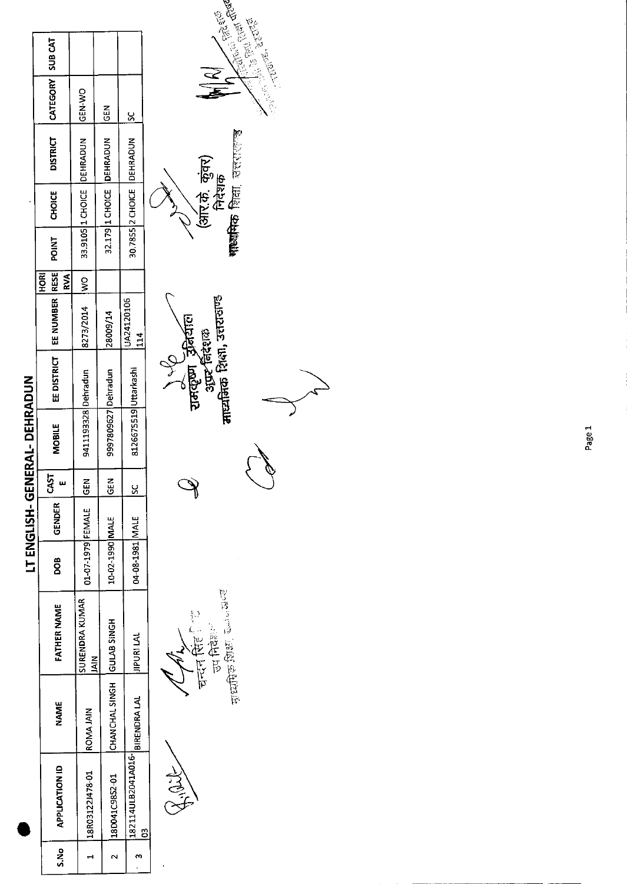# LT ENGLISH- GENERAL- DEHRADUN

| S.No | APPLICATION ID | NAME | FATHER NAME | DOB | GENDER | CASTE | MOBILE | EE DISTRICT | EE NUMBER | HORI RESERVA | POINT | CHOICE | DISTRICT | CATEGORY | SUB CAT |
|---|---|---|---|---|---|---|---|---|---|---|---|---|---|---|---|
| 1 | 18R03122J478-01 | ROMA JAIN | SURENDRA KUMAR JAIN | 01-07-1979 | FEMALE | GEN | 9411193328 | Dehradun | 8273/2014 | WO | 33.9105 | 1 CHOICE | DEHRADUN | GEN-WO | |
| 2 | 18D041C9852-01 | CHANCHAL SINGH | GULAB SINGH | 10-02-1990 | MALE | GEN | 9997809627 | Dehradun | 28009/14 | | 32.179 | 1 CHOICE | DEHRADUN | GEN | |
| 3 | 182114ULB2041A016-03 | BIRENDRA LAL | JIPURI LAL | 04-08-1981 | MALE | SC | 8126675519 | Uttarkashi | UA24120106114 | | 30.7855 | 2 CHOICE | DEHRADUN | SC | |

चन्दन सिंह
उप निदेशक
माध्यमिक शिक्षा, उत्तराखण्ड

रामकृष्ण उनियाल
अपर निदेशक
माध्यमिक शिक्षा, उत्तराखण्ड

(आर.के. कुंवर)
निदेशक
माध्यमिक शिक्षा, उत्तराखण्ड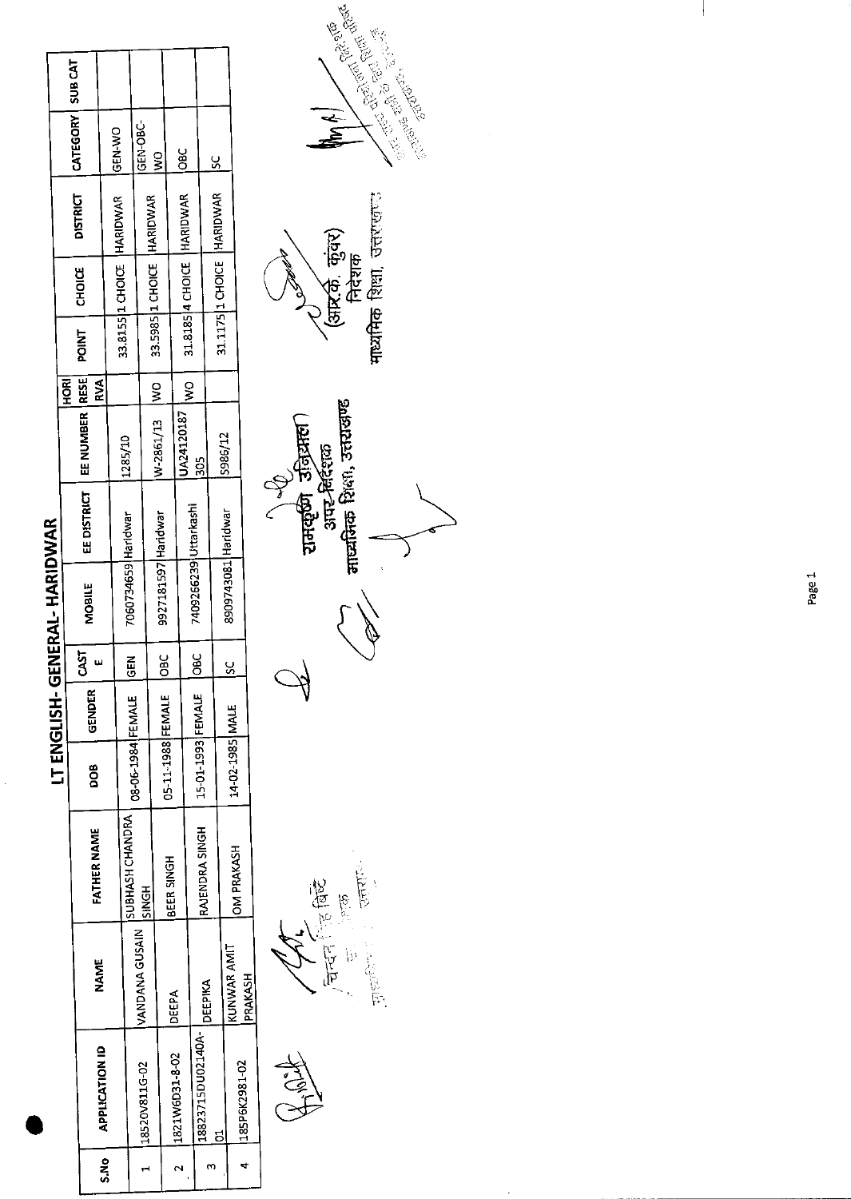# LT ENGLISH- GENERAL- HARIDWAR

| S.No | APPLICATION ID | NAME | FATHER NAME | DOB | GENDER | CASTE | MOBILE | EE DISTRICT | EE NUMBER | HORIRESERVA | POINT | CHOICE | DISTRICT | CATEGORY | SUB CAT |
|---|---|---|---|---|---|---|---|---|---|---|---|---|---|---|---|
| 1 | 18520V811G-02 | VANDANA GUSAIN | SUBHASH CHANDRA SINGH | 08-06-1984 | FEMALE | GEN | 7060734659 | Haridwar | 1285/10 | | 33.8155 | 1 CHOICE | HARIDWAR | GEN-WO | |
| 2 | 1821W6D31-8-02 | DEEPA | BEER SINGH | 05-11-1988 | FEMALE | OBC | 9927181597 | Haridwar | W-2861/13 | WO | 33.5985 | 1 CHOICE | HARIDWAR | GEN-OBC-WO | |
| 3 | 18823715DU02140A-01 | DEEPIKA | RAJENDRA SINGH | 15-01-1993 | FEMALE | OBC | 7409266239 | Uttarkashi | UA24120187 305 | WO | 31.8185 | 4 CHOICE | HARIDWAR | OBC | |
| 4 | 185P6K2981-02 | KUNWAR AMIT PRAKASH | OM PRAKASH | 14-02-1985 | MALE | SC | 8909743081 | Haridwar | S986/12 | | 31.1175 | 1 CHOICE | HARIDWAR | SC | |

(रामकृष्ण उनियाल)
अपर निदेशक
माध्यमिक शिक्षा, उत्तराखण्ड

(आर.के. कुंवर)
निदेशक
माध्यमिक शिक्षा, उत्तराखण्ड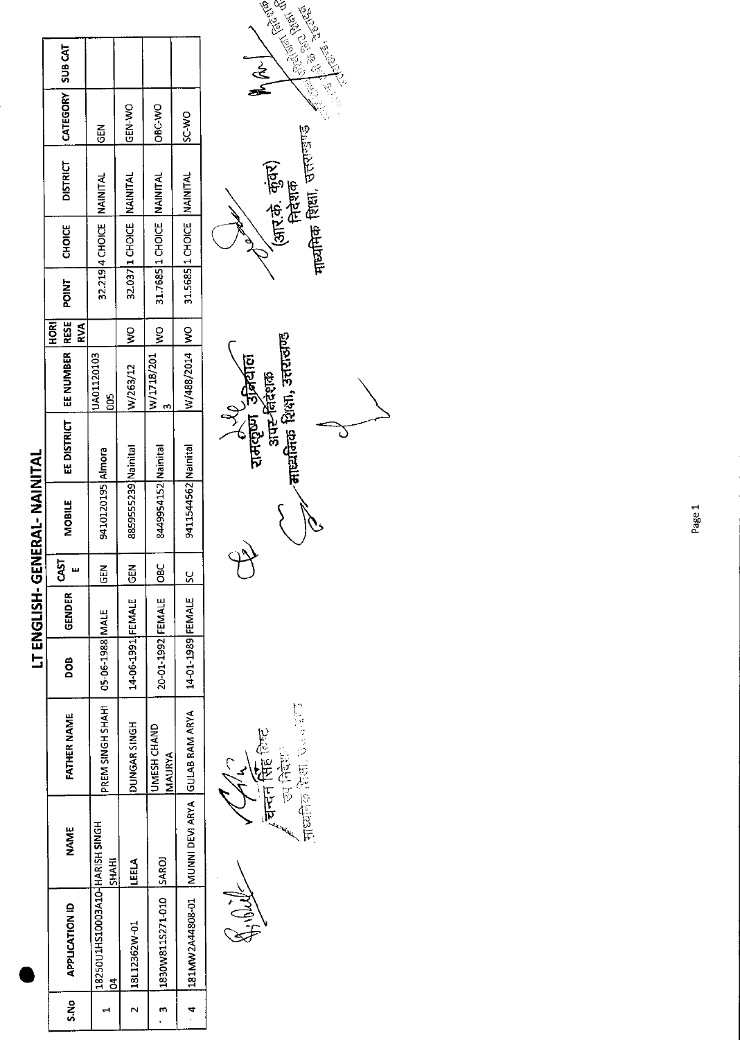# LT ENGLISH- GENERAL- NAINITAL

| S.No | APPLICATION ID | NAME | FATHER NAME | DOB | GENDER | CASTE | MOBILE | EE DISTRICT | EE NUMBER | HORI RESERVA | POINT | CHOICE | DISTRICT | CATEGORY | SUB CAT |
|---|---|---|---|---|---|---|---|---|---|---|---|---|---|---|---|
| 1 | 18250U1HS10003A10-04 | HARISH SINGH SHAHI | PREM SINGH SHAHI | 05-06-1988 | MALE | GEN | 9410120195 | Almora | UA01120103005 | | 32.219 | 4 CHOICE | NAINITAL | GEN | |
| 2 | 18L12362W-01 | LEELA | DUNGAR SINGH | 14-06-1991 | FEMALE | GEN | 8859555239 | Nainital | W/263/12 | WO | 32.037 | 1 CHOICE | NAINITAL | GEN-WO | |
| 3 | 1830W811S271-010 | SAROJ | UMESH CHAND MAURYA | 20-01-1992 | FEMALE | OBC | 8449954152 | Nainital | W/1718/2013 | WO | 31.7685 | 1 CHOICE | NAINITAL | OBC-WO | |
| 4 | 181MW2A4808-01 | MUNNI DEVI ARYA | GULAB RAM ARYA | 14-01-1989 | FEMALE | SC | 9411544562 | Nainital | W/488/2014 | WO | 31.5685 | 1 CHOICE | NAINITAL | SC-WO | |

चन्दन सिंह बिष्ट
उप निदेशक
माध्यमिक शिक्षा, उत्तराखण्ड

रामकृष्ण उनियाल
अपर निदेशक
माध्यमिक शिक्षा, उत्तराखण्ड

(आर.के. कुंवर)
निदेशक
माध्यमिक शिक्षा, उत्तराखण्ड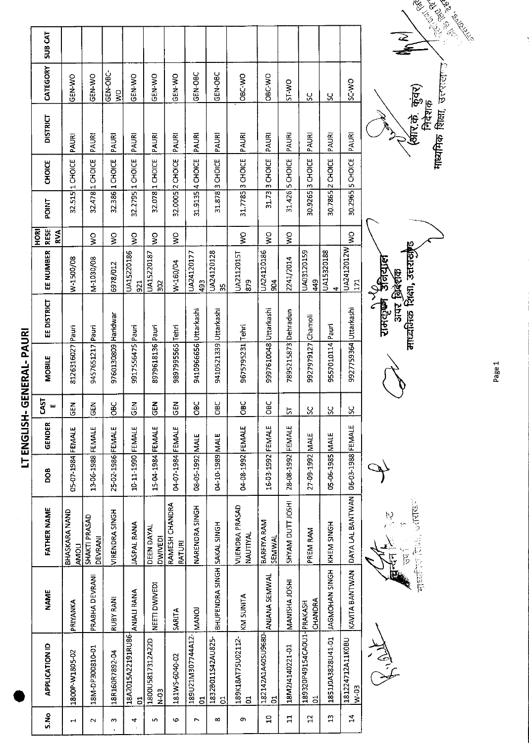# LT ENGLISH- GENERAL- PAURI

| S.No | APPLICATION ID | NAME | FATHER NAME | DOB | GENDER | CASTE | MOBILE | EE DISTRICT | EE NUMBER | HORI RESERVA | POINT | CHOICE | DISTRICT | CATEGORY | SUB CAT |
|---|---|---|---|---|---|---|---|---|---|---|---|---|---|---|---|
| 1 | 1800P-W1805-02 | PRIYANKA | BHASKARA NAND AMOLI | 05-07-1984 | FEMALE | GEN | 8126316027 | Pauri | W-1500/08 | | 32.515 | 1 CHOICE | PAURI | GEN-WO | |
| 2 | 18M-DP300810-01 | PRABHA DEVRANI | SHAKTI PRASAD DEVRANI | 13-06-1988 | FEMALE | GEN | 9457651217 | Pauri | M-1030/08 | WO | 32.478 | 1 CHOICE | PAURI | GEN-WO | |
| 3 | 18R160R7892-04 | RUBY RANI | VIRENDRA SINGH | 25-02-1986 | FEMALE | OBC | 9760130809 | Haridwar | 6978/012 | WO | 32.386 | 1 CHOICE | PAURI | GEN-OBC-WO | |
| 4 | 18A2015A22191RU86-01 | ANJALI RANA | JASPAL RANA | 10-11-1990 | FEMALE | GEN | 9917556475 | Pauri | UA15220186 921 | WO | 32.2795 | 1 CHOICE | PAURI | GEN-WO | |
| 5 | 1800U5817312A22DN-03 | NEETI DWIVEDI | DEEN DAYAL DWIVEDI | 15-04-1984 | FEMALE | GEN | 8979618136 | Pauri | UA15220187 302 | WO | 32.078 | 1 CHOICE | PAURI | GEN-WO | |
| 6 | 181WS-6040-02 | SARITA | RAMESH CHANDRA RATURI | 04-07-1984 | FEMALE | GEN | 9897995565 | Tehri | W-160/04 | WO | 32.0005 | 2 CHOICE | PAURI | GEN-WO | |
| 7 | 189U21M307744A12-01 | MANOJ | NARENDRA SINGH | 08-05-1992 | MALE | OBC | 9410966656 | Uttarkashi | UA24120177 493 | | 31.9135 | 4 CHOICE | PAURI | GEN-OBC | |
| 8 | 1832B011S42AU825-01 | BHUPENDRA SINGH | SAKAL SINGH | 04-10-1989 | MALE | OBC | 9410521339 | Uttarkashi | UA24120128 35 | | 31.878 | 3 CHOICE | PAURI | GEN-OBC | |
| 9 | 189K18AT75U02112-01 | KM SUNITA | VIJENDRA PRASAD NAUTIYAL | 04-08-1992 | FEMALE | OBC | 9675795231 | Tehri | UA2112015T 879 | WO | 31.7785 | 3 CHOICE | PAURI | OBC-WO | |
| 10 | 182142A1A40SU9680-01 | ANJANA SEMWAL | BARFIYA RAM SEMWAL | 16-03-1992 | FEMALE | OBC | 9997610048 | Uttarkashi | UA24120186 904 | WO | 31.73 | 3 CHOICE | PAURI | OBC-WO | |
| 11 | 18MJ4140221-01 | MANISHA JOSHI | SHYAM DUTT JOSHI | 28-08-1992 | FEMALE | ST | 7895215873 | Dehradun | 2241/2014 | WO | 31.426 | 5 CHOICE | PAURI | ST-WO | |
| 12 | 189320P49154CA0U1-01 | PRAKASH CHANDRA | PREM RAM | 27-09-1992 | MALE | SC | 9927979127 | Chamoli | UA03120159 449 | | 30.9265 | 3 CHOICE | PAURI | SC | |
| 13 | 18510A3828U41-01 | JAGMOHAN SINGH | KHEM SINGH | 05-06-1985 | MALE | SC | 9557010114 | Pauri | UA15320188 4 | | 30.7865 | 2 CHOICE | PAURI | SC | |
| 14 | 181224712A11K0BUW-03 | KAVITA BANTWAN | DAYA LAL BANTWAN | 06-03-1988 | FEMALE | SC | 9927759364 | Uttarkashi | UA2412012W 171 | WO | 30.2965 | 5 CHOICE | PAURI | SC-WO | |

रामदत्त उनियाल
अपर निदेशक
माध्यमिक शिक्षा, उत्तराखण्ड

(आर.के. कुंवर)
निदेशक
माध्यमिक शिक्षा, उत्तराखण्ड

उप निदेशक
माध्यमिक शिक्षा, उत्तराखण्ड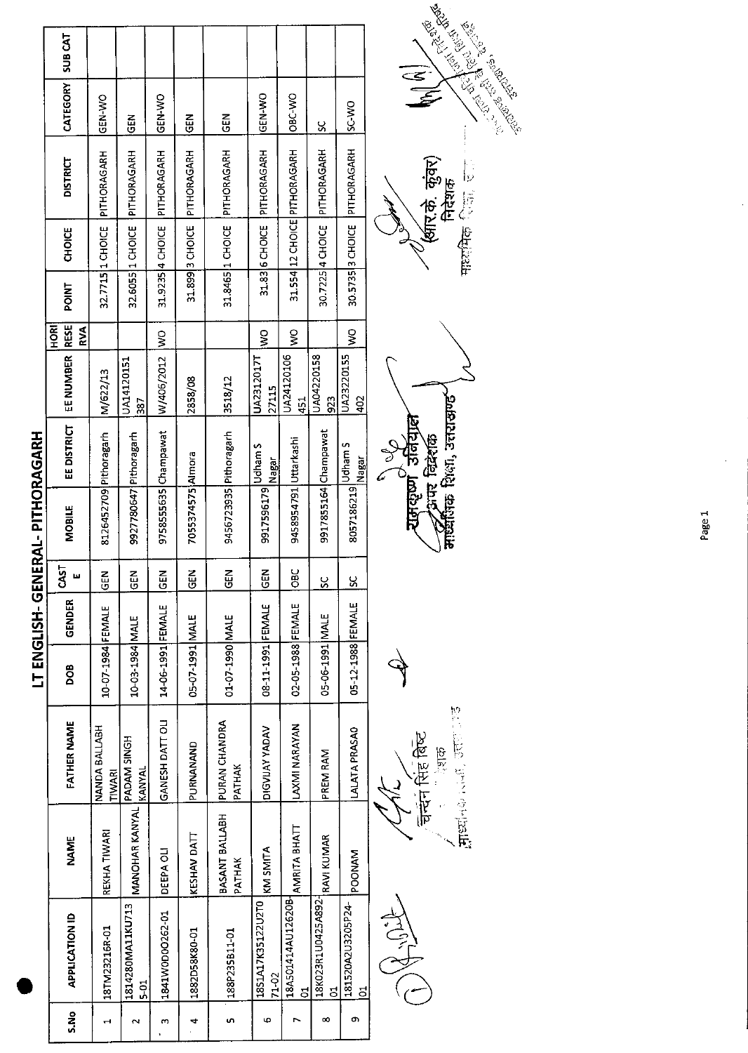# LT ENGLISH- GENERAL- PITHORAGARH

| S.No | APPLICATION ID | NAME | FATHER NAME | DOB | GENDER | CASTE | MOBILE | EE DISTRICT | EE NUMBER | HORIRESERVA | POINT | CHOICE | DISTRICT | CATEGORY | SUB CAT |
|---|---|---|---|---|---|---|---|---|---|---|---|---|---|---|---|
| 1 | 18TM23216R-01 | REKHA TIWARI | NANDA BALLABH TIWARI | 10-07-1984 | FEMALE | GEN | 8126452709 | Pithoragarh | M/622/13 | | 32.7715 | 1 CHOICE | PITHORAGARH | GEN-WO | |
| 2 | 1814280MA11KU7135-01 | MANOHAR KANYAL | PADAM SINGH KANYAL | 10-03-1984 | MALE | GEN | 9927780647 | Pithoragarh | UA14120151387 | | 32.6055 | 1 CHOICE | PITHORAGARH | GEN | |
| 3 | 1841W0D00262-01 | DEEPA OLI | GANESH DATT OLI | 14-06-1991 | FEMALE | GEN | 9758555635 | Champawat | W/406/2012 | WO | 31.9235 | 4 CHOICE | PITHORAGARH | GEN-WO | |
| 4 | 1882D58K80-01 | KESHAV DATT | PURNANAND | 05-07-1991 | MALE | GEN | 7055374575 | Almora | 2858/08 | | 31.899 | 3 CHOICE | PITHORAGARH | GEN | |
| 5 | 188P235B11-01 | BASANT BALLABH PATHAK | PURAN CHANDRA PATHAK | 01-07-1990 | MALE | GEN | 9456723935 | Pithoragarh | 3518/12 | | 31.8465 | 1 CHOICE | PITHORAGARH | GEN | |
| 6 | 18S1A17K35122U2T071-02 | KM SMITA | DIGVIJAY YADAV | 08-11-1991 | FEMALE | GEN | 9917596179 | Udham S Nagar | UA2312017T27115 | WO | 31.83 | 6 CHOICE | PITHORAGARH | GEN-WO | |
| 7 | 18A50141 4AU12620B-01 | AMRITA BHATT | LAXMI NARAYAN | 02-05-1988 | FEMALE | OBC | 9458954791 | Uttarkashi | UA24120106451 | WO | 31.554 | 12 CHOICE | PITHORAGARH | OBC-WO | |
| 8 | 18K023R1U0425A892-01 | RAVI KUMAR | PREM RAM | 05-06-1991 | MALE | SC | 9917855164 | Champawat | UA04220158923 | | 30.7225 | 4 CHOICE | PITHORAGARH | SC | |
| 9 | 181520A2U3205P24-01 | POONAM | LALATA PRASAD | 05-12-1988 | FEMALE | SC | 8057186219 | Udham S Nagar | UA23220155402 | WO | 30.5735 | 3 CHOICE | PITHORAGARH | SC-WO | |

चन्दन सिंह बिष्ट
संयुक्त निदेशक
माध्यमिक शिक्षा, उत्तराखण्ड

राजकृष्ण उनियाल
अपर निदेशक
माध्यमिक शिक्षा, उत्तराखण्ड

(आर.के. कुंवर)
निदेशक
माध्यमिक शिक्षा, उत्तराखण्ड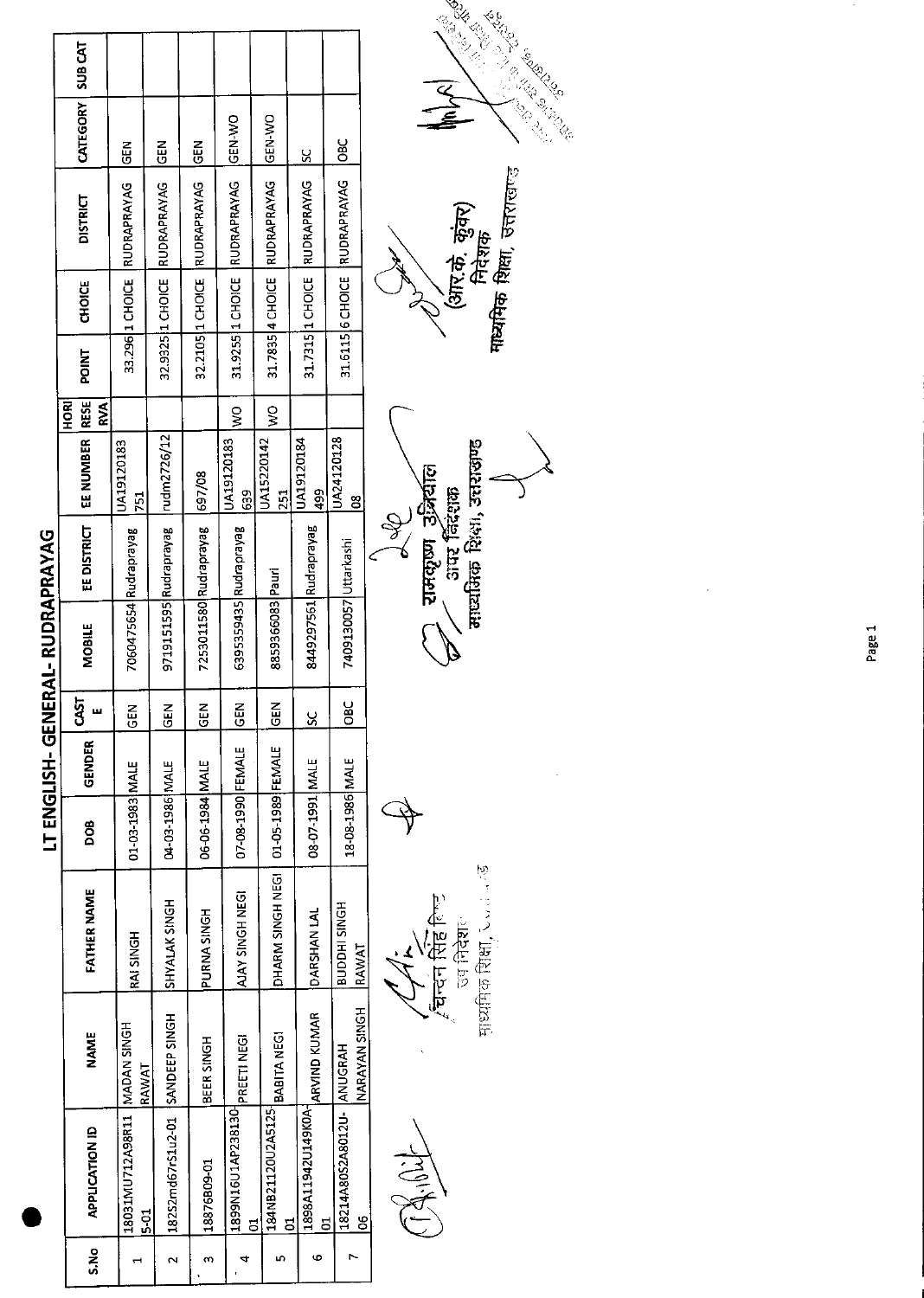# LT ENGLISH- GENERAL- RUDRAPRAYAG

| S.No | APPLICATION ID | NAME | FATHER NAME | DOB | GENDER | CASTE | MOBILE | EE DISTRICT | EE NUMBER | HORI RESERVA | POINT | CHOICE | DISTRICT | CATEGORY | SUB CAT |
|---|---|---|---|---|---|---|---|---|---|---|---|---|---|---|---|
| 1 | 18031MU712A98R115-01 | MADAN SINGH RAWAT | RAI SINGH | 01-03-1983 | MALE | GEN | 7060475654 | Rudraprayag | UA19120183751 | | 33.296 | 1 CHOICE | RUDRAPRAYAG | GEN | |
| 2 | 18252rnd67r51u2-01 | SANDEEP SINGH | SHYALAK SINGH | 04-03-1986 | MALE | GEN | 9719151595 | Rudraprayag | rudm2726/12 | | 32.9325 | 1 CHOICE | RUDRAPRAYAG | GEN | |
| 3 | 18876B09-01 | BEER SINGH | PURNA SINGH | 06-06-1984 | MALE | GEN | 7253011580 | Rudraprayag | 697/08 | | 32.2105 | 1 CHOICE | RUDRAPRAYAG | GEN | |
| 4 | 1899N16U1AP23813001 | PREETI NEGI | AJAY SINGH NEGI | 07-08-1990 | FEMALE | GEN | 6395359435 | Rudraprayag | UA19120183639 | WO | 31.9255 | 1 CHOICE | RUDRAPRAYAG | GEN-WO | |
| 5 | 184NB21120U2A512501 | BABITA NEGI | DHARM SINGH NEGI | 01-05-1989 | FEMALE | GEN | 8859366083 | Pauri | UA15220142251 | WO | 31.7835 | 4 CHOICE | RUDRAPRAYAG | GEN-WO | |
| 6 | 1898A11942U149K0A01 | ARVIND KUMAR | DARSHAN LAL | 08-07-1991 | MALE | SC | 8449297561 | Rudraprayag | UA19120184499 | | 31.7315 | 1 CHOICE | RUDRAPRAYAG | SC | |
| 7 | 18214A80S2A8012U06 | ANUGRAH NARAYAN SINGH | BUDDHI SINGH RAWAT | 18-08-1986 | MALE | OBC | 7409130057 | Uttarkashi | UA2412012808 | | 31.6115 | 6 CHOICE | RUDRAPRAYAG | OBC | |

चन्दन सिंह बिष्ट
उप निदेशक
माध्यमिक शिक्षा, उत्तराखण्ड

रामकृष्ण उनियाल
अपर निदेशक
माध्यमिक शिक्षा, उत्तराखण्ड

(आर.के. कुंवर)
निदेशक
माध्यमिक शिक्षा, उत्तराखण्ड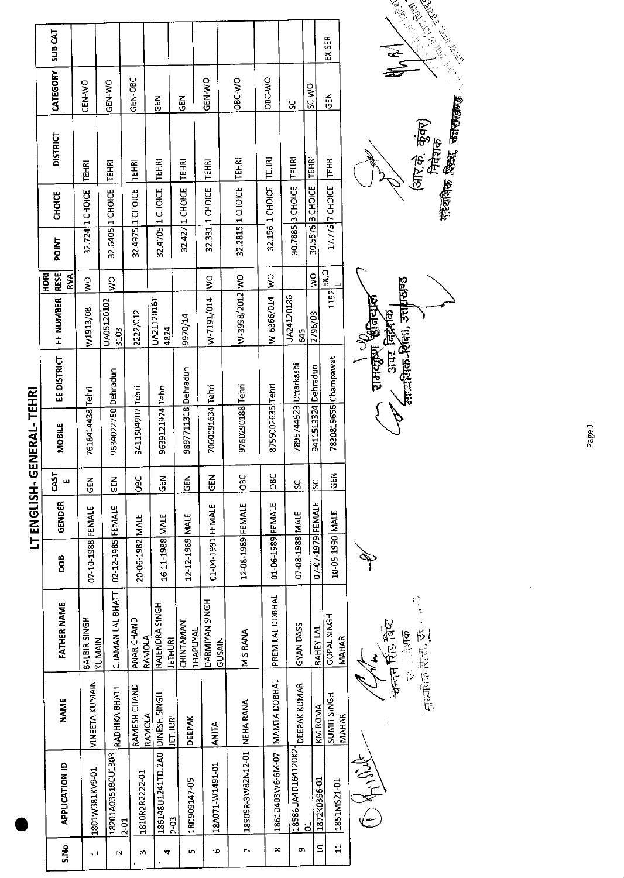# LT ENGLISH- GENERAL- TEHRI

| S.No | APPLICATION ID | NAME | FATHER NAME | DOB | GENDER | CASTE | MOBILE | EE DISTRICT | EE NUMBER | HORI RESERVA | POINT | CHOICE | DISTRICT | CATEGORY | SUB CAT |
|---|---|---|---|---|---|---|---|---|---|---|---|---|---|---|---|
| 1 | 1801W381KV9-01 | VINEETA KUMAIN | BALBIR SINGH KUMAIN | 07-10-1988 | FEMALE | GEN | 7618414438 | Tehri | W1913/08 | WO | 32.724 | 1 CHOICE | TEHRI | GEN-WO | |
| 2 | 18201A0351B0U130R2-01 | RADHIKA BHATT | CHAMAN LAL BHATT | 02-12-1985 | FEMALE | GEN | 9634022750 | Dehradun | UA05120102 3103 | WO | 32.6405 | 1 CHOICE | TEHRI | GEN-WO | |
| 3 | 1810R2R2222-01 | RAMESH CHAND RAMOLA | ANAR CHAND RAMOLA | 20-06-1982 | MALE | OBC | 9411504907 | Tehri | 2222/012 | | 32.4975 | 1 CHOICE | TEHRI | GEN-OBC | |
| 4 | 186148U1241TDJ2A02-03 | DINESH SINGH JETHURI | RAJENDRA SINGH JETHURI | 16-11-1988 | MALE | GEN | 9639121974 | Tehri | UA2112016T 4824 | | 32.4705 | 1 CHOICE | TEHRI | GEN | |
| 5 | 18D909147-05 | DEEPAK | CHINTAMANI THAPLIYAL | 12-12-1989 | MALE | GEN | 9897711318 | Dehradun | 9970/14 | | 32.427 | 1 CHOICE | TEHRI | GEN | |
| 6 | 18A071-W1491-01 | ANITA | DARMIYAN SINGH GUSAIN | 01-04-1991 | FEMALE | GEN | 7060091634 | Tehri | W-7191/014 | WO | 32.331 | 1 CHOICE | TEHRI | GEN-WO | |
| 7 | 18909R-3W82N12-01 | NEHA RANA | M S RANA | 12-08-1989 | FEMALE | OBC | 9760290188 | Tehri | W-3998/2012 | WO | 32.2815 | 1 CHOICE | TEHRI | OBC-WO | |
| 8 | 1861D403W6-6M-07 | MAMTA DOBHAL | PREM LAL DOBHAL | 01-06-1989 | FEMALE | OBC | 8755002635 | Tehri | W-6366/014 | WO | 32.156 | 1 CHOICE | TEHRI | OBC-WO | |
| 9 | 18586UA4D164120K201 | DEEPAK KUMAR | GYAN DASS | 07-08-1988 | MALE | SC | 7895744523 | Uttarkashi | UA24120186 645 | | 30.7885 | 3 CHOICE | TEHRI | SC | |
| 10 | 1872K0396-01 | KM ROMA | RAHEY LAL | 07-07-1979 | FEMALE | SC | 9411513324 | Dehradun | 2796/03 | WO | 30.5575 | 3 CHOICE | TEHRI | SC-WO | |
| 11 | 1851MS21-01 | SUMIT SINGH MAHAR | GOPAL SINGH MAHAR | 10-05-1990 | MALE | GEN | 7830819656 | Champawat | 1152 | EX,OL | 17.775 | 7 CHOICE | TEHRI | GEN | EX SER |

चन्दन सिंह बिष्ट
उप निदेशक
माध्यमिक शिक्षा, उत्तराखण्ड

रामकृष्ण उनियाल
अपर निदेशक
माध्यमिक शिक्षा, उत्तराखण्ड

(आर.के. कुंवर)
निदेशक
माध्यमिक शिक्षा, उत्तराखण्ड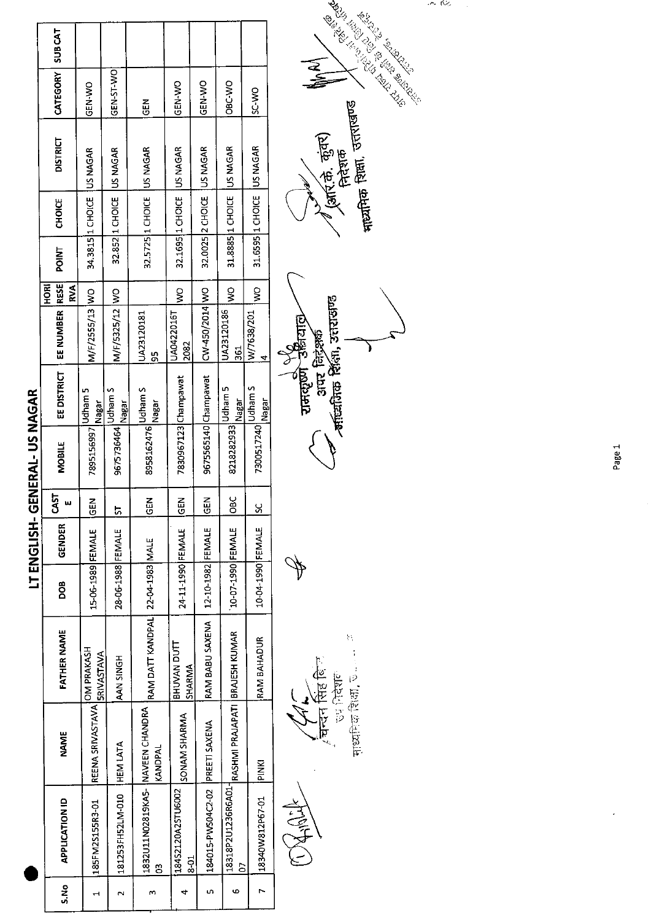# LT ENGLISH- GENERAL- US NAGAR

| S.No | APPLICATION ID | NAME | FATHER NAME | DOB | GENDER | CASTE | MOBILE | EE DISTRICT | EE NUMBER | HORI RESERVA | POINT | CHOICE | DISTRICT | CATEGORY | SUB CAT |
|---|---|---|---|---|---|---|---|---|---|---|---|---|---|---|---|
| 1 | 185FM2S155R3-01 | REENA SRIVASTAVA | OM PRAKASH SRIVASTAVA | 15-06-1989 | FEMALE | GEN | 7895156997 | Udham S Nagar | M/F/2555/13 | WO | 34.3815 | 1 CHOICE | US NAGAR | GEN-WO | |
| 2 | 181253FH52LM-010 | HEM LATA | AAN SINGH | 28-06-1988 | FEMALE | ST | 9675736464 | Udham S Nagar | M/F/5325/12 | WO | 32.852 | 1 CHOICE | US NAGAR | GEN-ST-WO | |
| 3 | 1832U11N02819KA5-03 | NAVEEN CHANDRA KANDPAL | RAM DATT KANDPAL | 22-04-1983 | MALE | GEN | 8958162476 | Udham S Nagar | UA23120181 95 | | 32.5725 | 1 CHOICE | US NAGAR | GEN | |
| 4 | 184S2120A25TU6002 8-01 | SONAM SHARMA | BHUVAN DUTT SHARMA | 24-11-1990 | FEMALE | GEN | 7830967123 | Champawat | UA0422016T 2082 | WO | 32.1695 | 1 CHOICE | US NAGAR | GEN-WO | |
| 5 | 184015-PW504C2-02 | PREETI SAXENA | RAM BABU SAXENA | 12-10-1982 | FEMALE | GEN | 9675565140 | Champawat | CW-450/2014 | WO | 32.0025 | 2 CHOICE | US NAGAR | GEN-WO | |
| 6 | 18318P2U1236R6A01-07 | RASHMI PRAJAPATI | BRAJESH KUMAR | 10-07-1990 | FEMALE | OBC | 8218282933 | Udham S Nagar | UA23120186 361 | WO | 31.8885 | 1 CHOICE | US NAGAR | OBC-WO | |
| 7 | 18340W812P67-01 | PINKI | RAM BAHADUR | 10-04-1990 | FEMALE | SC | 7300517240 | Udham S Nagar | W/7638/201 4 | WO | 31.6595 | 1 CHOICE | US NAGAR | SC-WO | |

(चन्दन सिंह बिष्ट)
उप निदेशक
माध्यमिक शिक्षा, उ...

रामकृष्ण उनियाल
अपर निदेशक
माध्यमिक शिक्षा, उत्तराखण्ड

(आर.के. कुंवर)
निदेशक
माध्यमिक शिक्षा, उत्तराखण्ड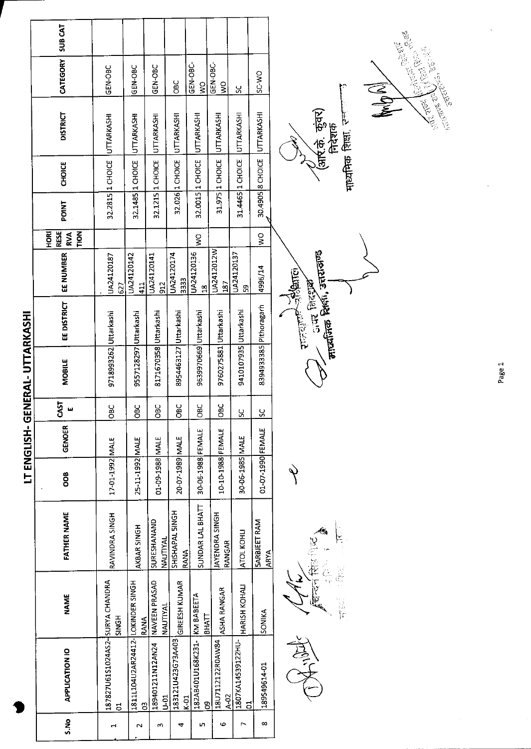# LT ENGLISH- GENERAL- UTTARKASHI

| S.No | APPLICATION ID | NAME | FATHER NAME | DOB | GENDER | CASTE | MOBILE | EE DISTRICT | EE NUMBER | HORI RESERVATION | POINT | CHOICE | DISTRICT | CATEGORY | SUB CAT |
|---|---|---|---|---|---|---|---|---|---|---|---|---|---|---|---|
| 1 | 187827U61S1024AS2-01 | SURYA CHANDRA SINGH | RAVINDRA SINGH | 17-01-1992 | MALE | OBC | 9718993262 | Uttarkashi | UA24120187 627 | | 32.2815 | 1 CHOICE | UTTARKASHI | GEN-OBC | |
| 2 | 18111104U2AR24412-03 | LOKINDER SINGH RANA | AKBAR SINGH | 25-11-1992 | MALE | OBC | 9557128297 | Uttarkashi | UA24120142 411 | | 32.1485 | 1 CHOICE | UTTARKASHI | GEN-OBC | |
| 3 | 18940121IN12AN24 U-01 | NAVEEN PRASAD NAUTIYAL | SURESHANAND NAUTIYAL | 01-09-1988 | MALE | OBC | 8171670358 | Uttarkashi | UA24120141 912 | | 32.1215 | 1 CHOICE | UTTARKASHI | GEN-OBC | |
| 4 | 183121U423G73A403 K-01 | GIREESH KUMAR | SHISHAPAL SINGH RANA | 20-07-1989 | MALE | OBC | 8954463127 | Uttarkashi | UA24120174 3333 | | 32.026 | 1 CHOICE | UTTARKASHI | OBC | |
| 5 | 182A8401U168K231-09 | KM BABEETA BHATT | SUNDAR LAL BHATT | 30-06-1988 | FEMALE | OBC | 9639970669 | Uttarkashi | UA24120136 18 | WO | 32.0015 | 1 CHOICE | UTTARKASHI | GEN-OBC-WO | |
| 6 | 18U7112122R0AW84 A-02 | ASHA RANGAR | JAYENDRA SINGH RANGAR | 10-10-1988 | FEMALE | OBC | 9760275881 | Uttarkashi | UA2412012W 187 | | 31.975 | 1 CHOICE | UTTARKASHI | GEN-OBC-WO | |
| 7 | 1807KA14539122HU-01 | HARISH KOHALI | ATOL KOHLI | 30-06-1985 | MALE | SC | 9410107935 | Uttarkashi | UA24120137 59 | | 31.4465 | 1 CHOICE | UTTARKASHI | SC | |
| 8 | 18954961 4-01 | SONIKA | SARBJEET RAM ARYA | 01-07-1990 | FEMALE | SC | 8394933385 | Pithoragarh | 4996/14 | WO | 30.4905 | 8 CHOICE | UTTARKASHI | SC-WO | |

(आर.के. कुंवर)
निदेशक
माध्यमिक शिक्षा, उत्तराखण्ड

अपर निदेशक
माध्यमिक शिक्षा, उत्तराखण्ड